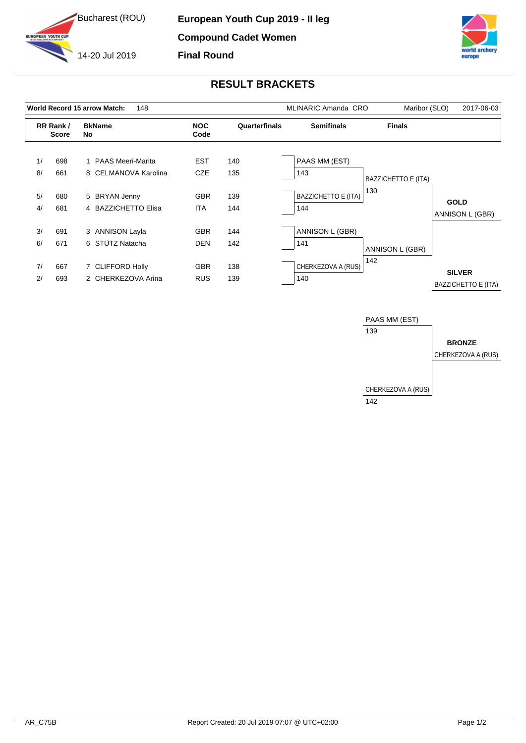Bucharest (ROU)

14-20 Jul 2019

**European Youth Cup 2019 - II leg**

**Compound Cadet Women**

**Final Round**

## RESULT BRACKETS

| World Record 15 arrow Match: | 148 | MLINARIC Amanda CRO | Maribor (SLO) | 2017-06-03 |
|---|---|---|---|---|

| RR Rank / Score | | BkName No | NOC Code | Quarterfinals |
|---|---|---|---|---|
| 1/ | 698 | 1 PAAS Meeri-Marita | EST | 140 |
| 8/ | 661 | 8 CELMANOVA Karolina | CZE | 135 |
| 5/ | 680 | 5 BRYAN Jenny | GBR | 139 |
| 4/ | 681 | 4 BAZZICHETTO Elisa | ITA | 144 |
| 3/ | 691 | 3 ANNISON Layla | GBR | 144 |
| 6/ | 671 | 6 STÜTZ Natacha | DEN | 142 |
| 7/ | 667 | 7 CLIFFORD Holly | GBR | 138 |
| 2/ | 693 | 2 CHERKEZOVA Arina | RUS | 139 |

**Semifinals**

| Athlete | Score |
|---|---|
| PAAS MM (EST) | 143 |
| BAZZICHETTO E (ITA) | 144 |
| ANNISON L (GBR) | 141 |
| CHERKEZOVA A (RUS) | 140 |

**Finals**

| Athlete | Score |
|---|---|
| BAZZICHETTO E (ITA) | 130 |
| ANNISON L (GBR) | 142 |

**GOLD**
ANNISON L (GBR)

**SILVER**
BAZZICHETTO E (ITA)

**Bronze Match**

| Athlete | Score |
|---|---|
| PAAS MM (EST) | 139 |
| CHERKEZOVA A (RUS) | 142 |

**BRONZE**
CHERKEZOVA A (RUS)

AR_C75B

Report Created: 20 Jul 2019 07:07 @ UTC+02:00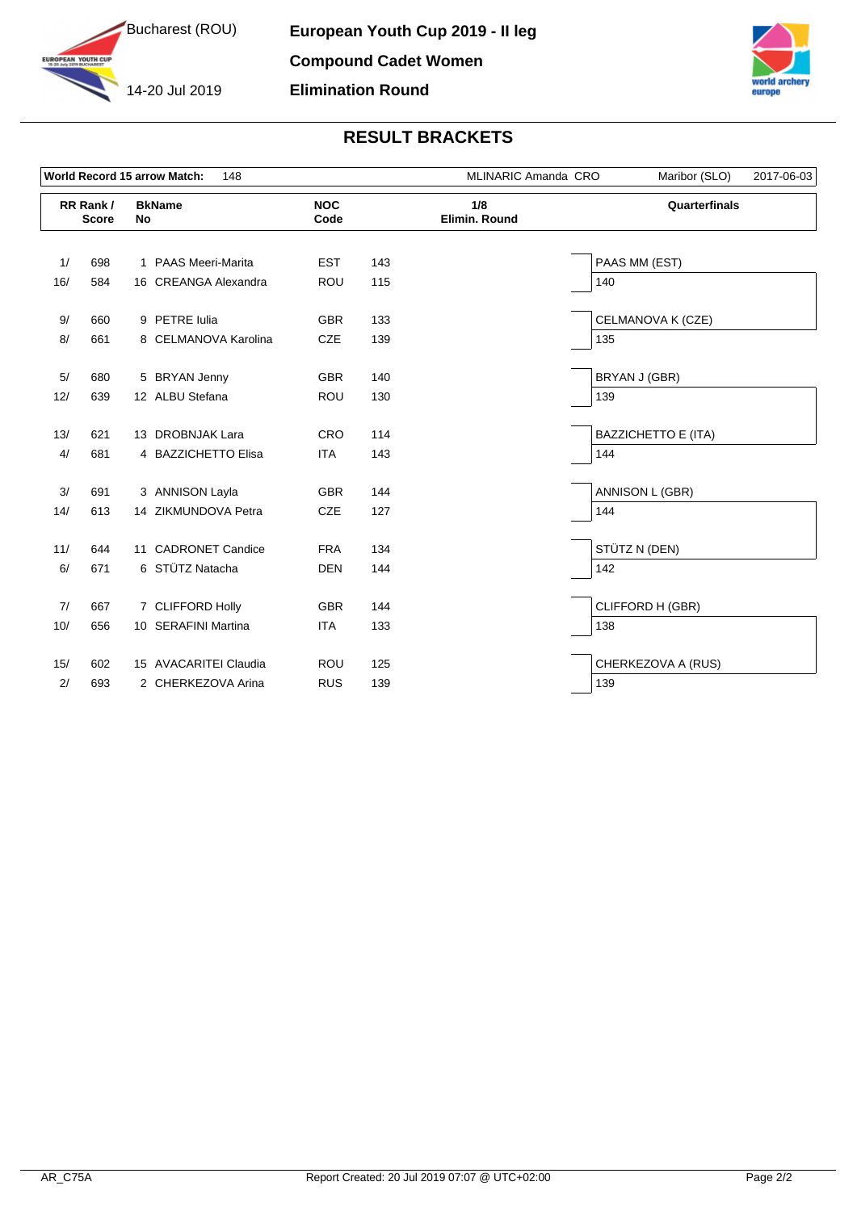# European Youth Cup 2019 - II leg

**Compound Cadet Women**

**Elimination Round**

Bucharest (ROU)

14-20 Jul 2019

## RESULT BRACKETS

| World Record 15 arrow Match: | 148 | MLINARIC Amanda CRO | Maribor (SLO) | 2017-06-03 |
|---|---|---|---|---|

| RR Rank / | Score | BkName No | NOC Code | 1/8 Elimin. Round | Quarterfinals |
|---|---|---|---|---|---|
| 1/ | 698 | 1 PAAS Meeri-Marita | EST | 143 | PAAS MM (EST) |
| 16/ | 584 | 16 CREANGA Alexandra | ROU | 115 | 140 |
| 9/ | 660 | 9 PETRE Iulia | GBR | 133 | CELMANOVA K (CZE) |
| 8/ | 661 | 8 CELMANOVA Karolina | CZE | 139 | 135 |
| 5/ | 680 | 5 BRYAN Jenny | GBR | 140 | BRYAN J (GBR) |
| 12/ | 639 | 12 ALBU Stefana | ROU | 130 | 139 |
| 13/ | 621 | 13 DROBNJAK Lara | CRO | 114 | BAZZICHETTO E (ITA) |
| 4/ | 681 | 4 BAZZICHETTO Elisa | ITA | 143 | 144 |
| 3/ | 691 | 3 ANNISON Layla | GBR | 144 | ANNISON L (GBR) |
| 14/ | 613 | 14 ZIKMUNDOVA Petra | CZE | 127 | 144 |
| 11/ | 644 | 11 CADRONET Candice | FRA | 134 | STÜTZ N (DEN) |
| 6/ | 671 | 6 STÜTZ Natacha | DEN | 144 | 142 |
| 7/ | 667 | 7 CLIFFORD Holly | GBR | 144 | CLIFFORD H (GBR) |
| 10/ | 656 | 10 SERAFINI Martina | ITA | 133 | 138 |
| 15/ | 602 | 15 AVACARITEI Claudia | ROU | 125 | CHERKEZOVA A (RUS) |
| 2/ | 693 | 2 CHERKEZOVA Arina | RUS | 139 | 139 |

AR_C75A

Report Created: 20 Jul 2019 07:07 @ UTC+02:00